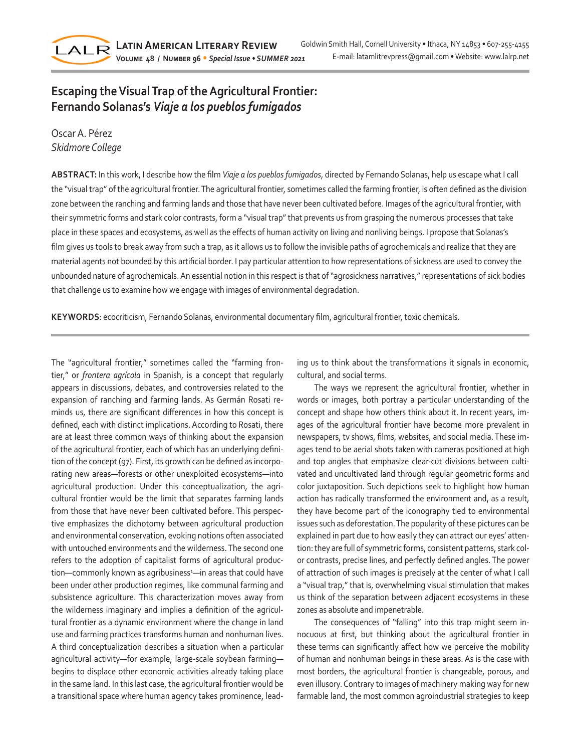# Escaping the Visual Trap of the Agricultural Frontier: Fernando Solanas's *Viaje a los pueblos fumigados*

Oscar A. Pérez
*Skidmore College*

**ABSTRACT:** In this work, I describe how the film *Viaje a los pueblos fumigados*, directed by Fernando Solanas, help us escape what I call the "visual trap" of the agricultural frontier. The agricultural frontier, sometimes called the farming frontier, is often defined as the division zone between the ranching and farming lands and those that have never been cultivated before. Images of the agricultural frontier, with their symmetric forms and stark color contrasts, form a "visual trap" that prevents us from grasping the numerous processes that take place in these spaces and ecosystems, as well as the effects of human activity on living and nonliving beings. I propose that Solanas's film gives us tools to break away from such a trap, as it allows us to follow the invisible paths of agrochemicals and realize that they are material agents not bounded by this artificial border. I pay particular attention to how representations of sickness are used to convey the unbounded nature of agrochemicals. An essential notion in this respect is that of "agrosickness narratives," representations of sick bodies that challenge us to examine how we engage with images of environmental degradation.

**KEYWORDS**: ecocriticism, Fernando Solanas, environmental documentary film, agricultural frontier, toxic chemicals.

The "agricultural frontier," sometimes called the "farming frontier," or *frontera agrícola* in Spanish, is a concept that regularly appears in discussions, debates, and controversies related to the expansion of ranching and farming lands. As Germán Rosati reminds us, there are significant differences in how this concept is defined, each with distinct implications. According to Rosati, there are at least three common ways of thinking about the expansion of the agricultural frontier, each of which has an underlying definition of the concept (97). First, its growth can be defined as incorporating new areas—forests or other unexploited ecosystems—into agricultural production. Under this conceptualization, the agricultural frontier would be the limit that separates farming lands from those that have never been cultivated before. This perspective emphasizes the dichotomy between agricultural production and environmental conservation, evoking notions often associated with untouched environments and the wilderness. The second one refers to the adoption of capitalist forms of agricultural production—commonly known as agribusiness[1]—in areas that could have been under other production regimes, like communal farming and subsistence agriculture. This characterization moves away from the wilderness imaginary and implies a definition of the agricultural frontier as a dynamic environment where the change in land use and farming practices transforms human and nonhuman lives. A third conceptualization describes a situation when a particular agricultural activity—for example, large-scale soybean farming—begins to displace other economic activities already taking place in the same land. In this last case, the agricultural frontier would be a transitional space where human agency takes prominence, leading us to think about the transformations it signals in economic, cultural, and social terms.

The ways we represent the agricultural frontier, whether in words or images, both portray a particular understanding of the concept and shape how others think about it. In recent years, images of the agricultural frontier have become more prevalent in newspapers, tv shows, films, websites, and social media. These images tend to be aerial shots taken with cameras positioned at high and top angles that emphasize clear-cut divisions between cultivated and uncultivated land through regular geometric forms and color juxtaposition. Such depictions seek to highlight how human action has radically transformed the environment and, as a result, they have become part of the iconography tied to environmental issues such as deforestation. The popularity of these pictures can be explained in part due to how easily they can attract our eyes' attention: they are full of symmetric forms, consistent patterns, stark color contrasts, precise lines, and perfectly defined angles. The power of attraction of such images is precisely at the center of what I call a "visual trap," that is, overwhelming visual stimulation that makes us think of the separation between adjacent ecosystems in these zones as absolute and impenetrable.

The consequences of "falling" into this trap might seem innocuous at first, but thinking about the agricultural frontier in these terms can significantly affect how we perceive the mobility of human and nonhuman beings in these areas. As is the case with most borders, the agricultural frontier is changeable, porous, and even illusory. Contrary to images of machinery making way for new farmable land, the most common agroindustrial strategies to keep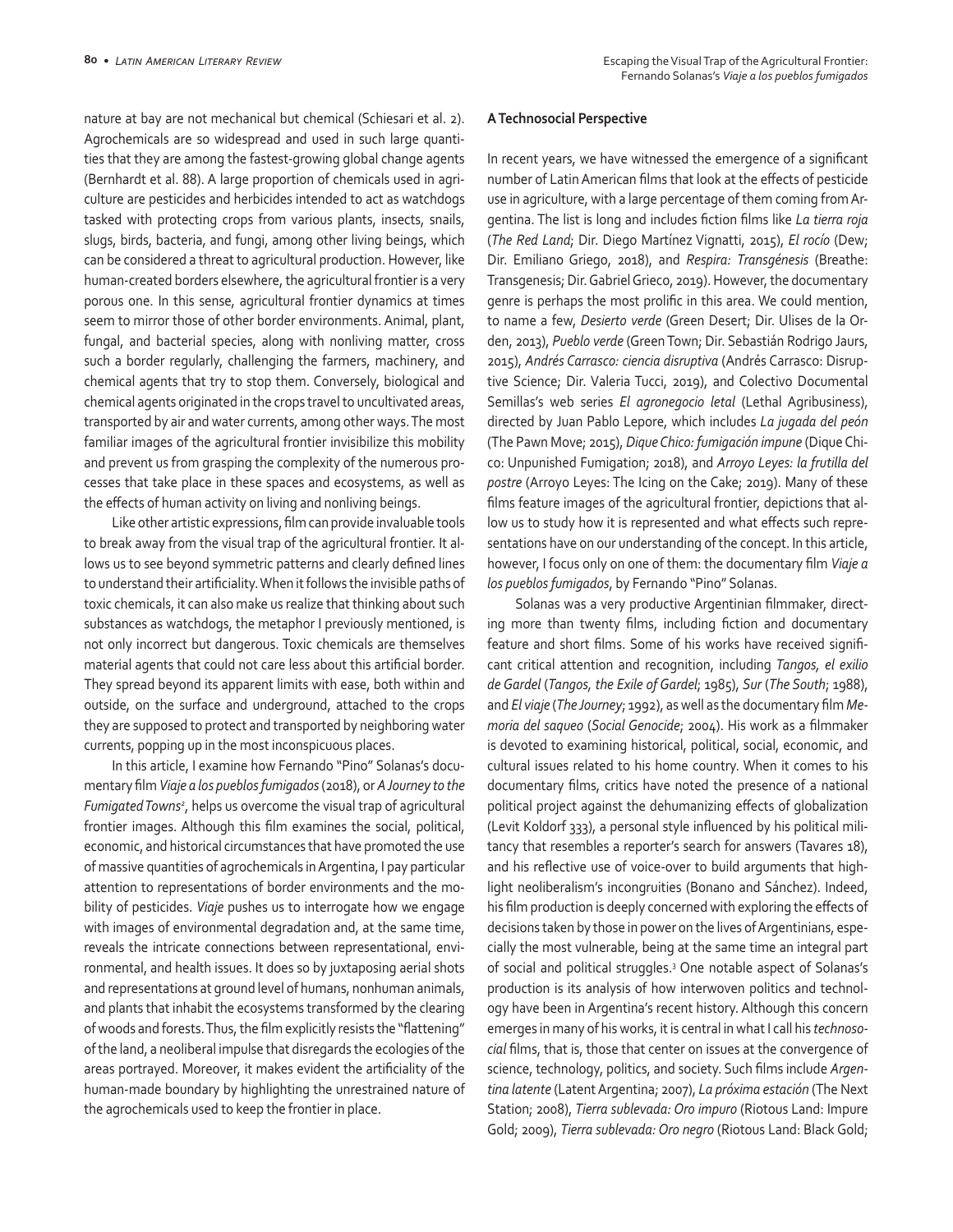nature at bay are not mechanical but chemical (Schiesari et al. 2). Agrochemicals are so widespread and used in such large quantities that they are among the fastest-growing global change agents (Bernhardt et al. 88). A large proportion of chemicals used in agriculture are pesticides and herbicides intended to act as watchdogs tasked with protecting crops from various plants, insects, snails, slugs, birds, bacteria, and fungi, among other living beings, which can be considered a threat to agricultural production. However, like human-created borders elsewhere, the agricultural frontier is a very porous one. In this sense, agricultural frontier dynamics at times seem to mirror those of other border environments. Animal, plant, fungal, and bacterial species, along with nonliving matter, cross such a border regularly, challenging the farmers, machinery, and chemical agents that try to stop them. Conversely, biological and chemical agents originated in the crops travel to uncultivated areas, transported by air and water currents, among other ways. The most familiar images of the agricultural frontier invisibilize this mobility and prevent us from grasping the complexity of the numerous processes that take place in these spaces and ecosystems, as well as the effects of human activity on living and nonliving beings.

Like other artistic expressions, film can provide invaluable tools to break away from the visual trap of the agricultural frontier. It allows us to see beyond symmetric patterns and clearly defined lines to understand their artificiality. When it follows the invisible paths of toxic chemicals, it can also make us realize that thinking about such substances as watchdogs, the metaphor I previously mentioned, is not only incorrect but dangerous. Toxic chemicals are themselves material agents that could not care less about this artificial border. They spread beyond its apparent limits with ease, both within and outside, on the surface and underground, attached to the crops they are supposed to protect and transported by neighboring water currents, popping up in the most inconspicuous places.

In this article, I examine how Fernando "Pino" Solanas's documentary film *Viaje a los pueblos fumigados* (2018), or *A Journey to the Fumigated Towns*[2], helps us overcome the visual trap of agricultural frontier images. Although this film examines the social, political, economic, and historical circumstances that have promoted the use of massive quantities of agrochemicals in Argentina, I pay particular attention to representations of border environments and the mobility of pesticides. *Viaje* pushes us to interrogate how we engage with images of environmental degradation and, at the same time, reveals the intricate connections between representational, environmental, and health issues. It does so by juxtaposing aerial shots and representations at ground level of humans, nonhuman animals, and plants that inhabit the ecosystems transformed by the clearing of woods and forests. Thus, the film explicitly resists the "flattening" of the land, a neoliberal impulse that disregards the ecologies of the areas portrayed. Moreover, it makes evident the artificiality of the human-made boundary by highlighting the unrestrained nature of the agrochemicals used to keep the frontier in place.

### A Technosocial Perspective

In recent years, we have witnessed the emergence of a significant number of Latin American films that look at the effects of pesticide use in agriculture, with a large percentage of them coming from Argentina. The list is long and includes fiction films like *La tierra roja* (*The Red Land*; Dir. Diego Martínez Vignatti, 2015), *El rocío* (Dew; Dir. Emiliano Griego, 2018), and *Respira: Transgénesis* (Breathe: Transgenesis; Dir. Gabriel Grieco, 2019). However, the documentary genre is perhaps the most prolific in this area. We could mention, to name a few, *Desierto verde* (Green Desert; Dir. Ulises de la Orden, 2013), *Pueblo verde* (Green Town; Dir. Sebastián Rodrigo Jaurs, 2015), *Andrés Carrasco: ciencia disruptiva* (Andrés Carrasco: Disruptive Science; Dir. Valeria Tucci, 2019), and Colectivo Documental Semillas's web series *El agronegocio letal* (Lethal Agribusiness), directed by Juan Pablo Lepore, which includes *La jugada del peón* (The Pawn Move; 2015), *Dique Chico: fumigación impune* (Dique Chico: Unpunished Fumigation; 2018), and *Arroyo Leyes: la frutilla del postre* (Arroyo Leyes: The Icing on the Cake; 2019). Many of these films feature images of the agricultural frontier, depictions that allow us to study how it is represented and what effects such representations have on our understanding of the concept. In this article, however, I focus only on one of them: the documentary film *Viaje a los pueblos fumigados*, by Fernando "Pino" Solanas.

Solanas was a very productive Argentinian filmmaker, directing more than twenty films, including fiction and documentary feature and short films. Some of his works have received significant critical attention and recognition, including *Tangos, el exilio de Gardel* (*Tangos, the Exile of Gardel*; 1985), *Sur* (*The South*; 1988), and *El viaje* (*The Journey*; 1992), as well as the documentary film *Memoria del saqueo* (*Social Genocide*; 2004). His work as a filmmaker is devoted to examining historical, political, social, economic, and cultural issues related to his home country. When it comes to his documentary films, critics have noted the presence of a national political project against the dehumanizing effects of globalization (Levit Koldorf 333), a personal style influenced by his political militancy that resembles a reporter's search for answers (Tavares 18), and his reflective use of voice-over to build arguments that highlight neoliberalism's incongruities (Bonano and Sánchez). Indeed, his film production is deeply concerned with exploring the effects of decisions taken by those in power on the lives of Argentinians, especially the most vulnerable, being at the same time an integral part of social and political struggles.[3] One notable aspect of Solanas's production is its analysis of how interwoven politics and technology have been in Argentina's recent history. Although this concern emerges in many of his works, it is central in what I call his *technosocial* films, that is, those that center on issues at the convergence of science, technology, politics, and society. Such films include *Argentina latente* (Latent Argentina; 2007), *La próxima estación* (The Next Station; 2008), *Tierra sublevada: Oro impuro* (Riotous Land: Impure Gold; 2009), *Tierra sublevada: Oro negro* (Riotous Land: Black Gold;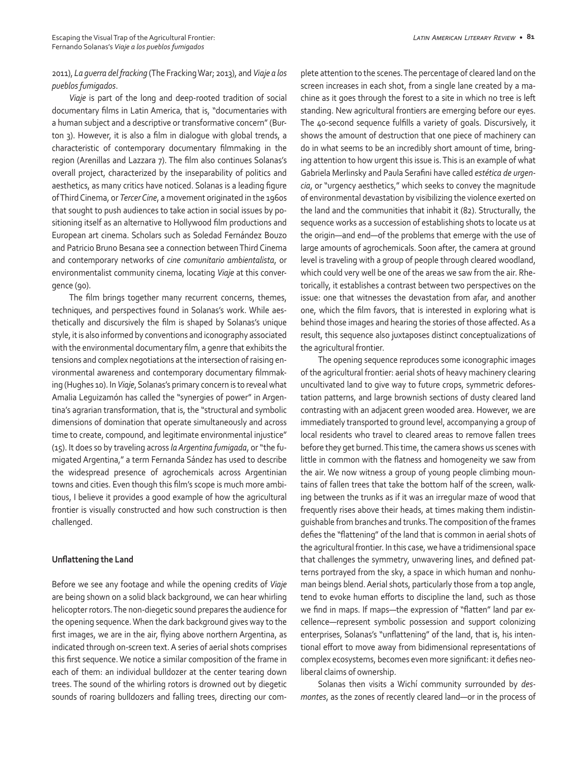2011), *La guerra del fracking* (The Fracking War; 2013), and *Viaje a los pueblos fumigados*.

*Viaje* is part of the long and deep-rooted tradition of social documentary films in Latin America, that is, "documentaries with a human subject and a descriptive or transformative concern" (Burton 3). However, it is also a film in dialogue with global trends, a characteristic of contemporary documentary filmmaking in the region (Arenillas and Lazzara 7). The film also continues Solanas's overall project, characterized by the inseparability of politics and aesthetics, as many critics have noticed. Solanas is a leading figure of Third Cinema, or *Tercer Cine*, a movement originated in the 1960s that sought to push audiences to take action in social issues by positioning itself as an alternative to Hollywood film productions and European art cinema. Scholars such as Soledad Fernández Bouzo and Patricio Bruno Besana see a connection between Third Cinema and contemporary networks of *cine comunitario ambientalista*, or environmentalist community cinema, locating *Viaje* at this convergence (90).

The film brings together many recurrent concerns, themes, techniques, and perspectives found in Solanas's work. While aesthetically and discursively the film is shaped by Solanas's unique style, it is also informed by conventions and iconography associated with the environmental documentary film, a genre that exhibits the tensions and complex negotiations at the intersection of raising environmental awareness and contemporary documentary filmmaking (Hughes 10). In *Viaje*, Solanas's primary concern is to reveal what Amalia Leguizamón has called the "synergies of power" in Argentina's agrarian transformation, that is, the "structural and symbolic dimensions of domination that operate simultaneously and across time to create, compound, and legitimate environmental injustice" (15). It does so by traveling across *la Argentina fumigada*, or "the fumigated Argentina," a term Fernanda Sández has used to describe the widespread presence of agrochemicals across Argentinian towns and cities. Even though this film's scope is much more ambitious, I believe it provides a good example of how the agricultural frontier is visually constructed and how such construction is then challenged.

## Unflattening the Land

Before we see any footage and while the opening credits of *Viaje* are being shown on a solid black background, we can hear whirling helicopter rotors. The non-diegetic sound prepares the audience for the opening sequence. When the dark background gives way to the first images, we are in the air, flying above northern Argentina, as indicated through on-screen text. A series of aerial shots comprises this first sequence. We notice a similar composition of the frame in each of them: an individual bulldozer at the center tearing down trees. The sound of the whirling rotors is drowned out by diegetic sounds of roaring bulldozers and falling trees, directing our complete attention to the scenes. The percentage of cleared land on the screen increases in each shot, from a single lane created by a machine as it goes through the forest to a site in which no tree is left standing. New agricultural frontiers are emerging before our eyes. The 40-second sequence fulfills a variety of goals. Discursively, it shows the amount of destruction that one piece of machinery can do in what seems to be an incredibly short amount of time, bringing attention to how urgent this issue is. This is an example of what Gabriela Merlinsky and Paula Serafini have called *estética de urgencia*, or "urgency aesthetics," which seeks to convey the magnitude of environmental devastation by visibilizing the violence exerted on the land and the communities that inhabit it (82). Structurally, the sequence works as a succession of establishing shots to locate us at the origin—and end—of the problems that emerge with the use of large amounts of agrochemicals. Soon after, the camera at ground level is traveling with a group of people through cleared woodland, which could very well be one of the areas we saw from the air. Rhetorically, it establishes a contrast between two perspectives on the issue: one that witnesses the devastation from afar, and another one, which the film favors, that is interested in exploring what is behind those images and hearing the stories of those affected. As a result, this sequence also juxtaposes distinct conceptualizations of the agricultural frontier.

The opening sequence reproduces some iconographic images of the agricultural frontier: aerial shots of heavy machinery clearing uncultivated land to give way to future crops, symmetric deforestation patterns, and large brownish sections of dusty cleared land contrasting with an adjacent green wooded area. However, we are immediately transported to ground level, accompanying a group of local residents who travel to cleared areas to remove fallen trees before they get burned. This time, the camera shows us scenes with little in common with the flatness and homogeneity we saw from the air. We now witness a group of young people climbing mountains of fallen trees that take the bottom half of the screen, walking between the trunks as if it was an irregular maze of wood that frequently rises above their heads, at times making them indistinguishable from branches and trunks. The composition of the frames defies the "flattening" of the land that is common in aerial shots of the agricultural frontier. In this case, we have a tridimensional space that challenges the symmetry, unwavering lines, and defined patterns portrayed from the sky, a space in which human and nonhuman beings blend. Aerial shots, particularly those from a top angle, tend to evoke human efforts to discipline the land, such as those we find in maps. If maps—the expression of "flatten" land par excellence—represent symbolic possession and support colonizing enterprises, Solanas's "unflattening" of the land, that is, his intentional effort to move away from bidimensional representations of complex ecosystems, becomes even more significant: it defies neoliberal claims of ownership.

Solanas then visits a Wichí community surrounded by *desmontes*, as the zones of recently cleared land—or in the process of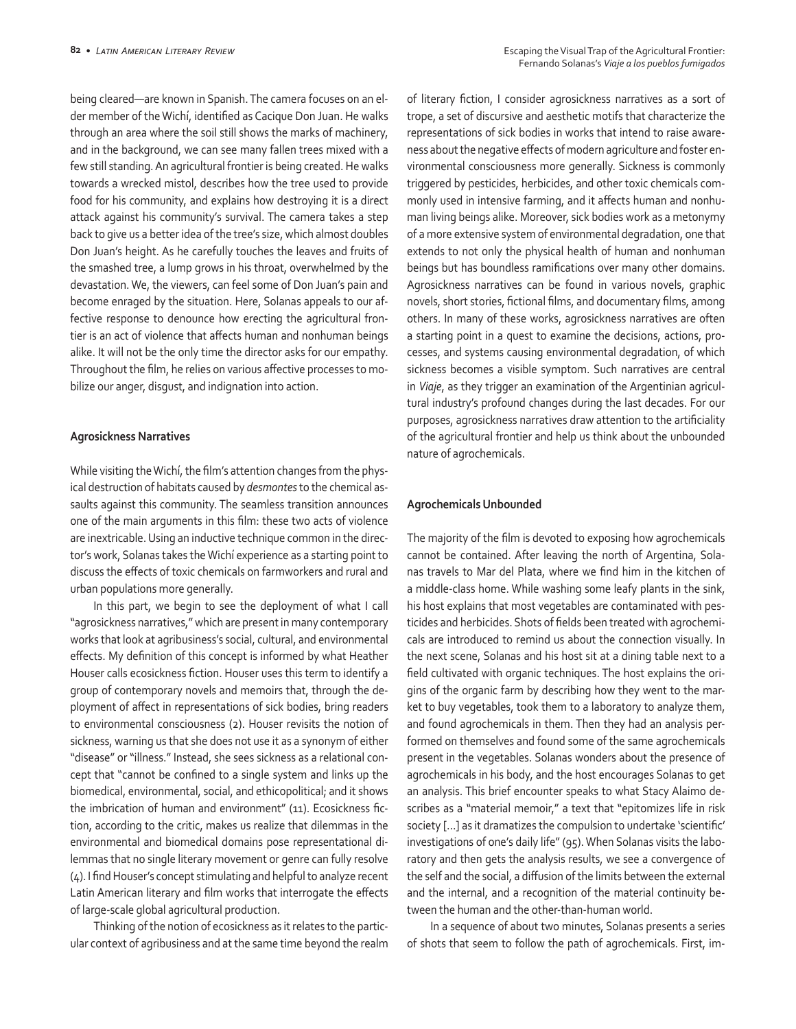being cleared—are known in Spanish. The camera focuses on an elder member of the Wichí, identified as Cacique Don Juan. He walks through an area where the soil still shows the marks of machinery, and in the background, we can see many fallen trees mixed with a few still standing. An agricultural frontier is being created. He walks towards a wrecked mistol, describes how the tree used to provide food for his community, and explains how destroying it is a direct attack against his community's survival. The camera takes a step back to give us a better idea of the tree's size, which almost doubles Don Juan's height. As he carefully touches the leaves and fruits of the smashed tree, a lump grows in his throat, overwhelmed by the devastation. We, the viewers, can feel some of Don Juan's pain and become enraged by the situation. Here, Solanas appeals to our affective response to denounce how erecting the agricultural frontier is an act of violence that affects human and nonhuman beings alike. It will not be the only time the director asks for our empathy. Throughout the film, he relies on various affective processes to mobilize our anger, disgust, and indignation into action.

**Agrosickness Narratives**

While visiting the Wichí, the film's attention changes from the physical destruction of habitats caused by *desmontes* to the chemical assaults against this community. The seamless transition announces one of the main arguments in this film: these two acts of violence are inextricable. Using an inductive technique common in the director's work, Solanas takes the Wichí experience as a starting point to discuss the effects of toxic chemicals on farmworkers and rural and urban populations more generally.

In this part, we begin to see the deployment of what I call "agrosickness narratives," which are present in many contemporary works that look at agribusiness's social, cultural, and environmental effects. My definition of this concept is informed by what Heather Houser calls ecosickness fiction. Houser uses this term to identify a group of contemporary novels and memoirs that, through the deployment of affect in representations of sick bodies, bring readers to environmental consciousness (2). Houser revisits the notion of sickness, warning us that she does not use it as a synonym of either "disease" or "illness." Instead, she sees sickness as a relational concept that "cannot be confined to a single system and links up the biomedical, environmental, social, and ethicopolitical; and it shows the imbrication of human and environment" (11). Ecosickness fiction, according to the critic, makes us realize that dilemmas in the environmental and biomedical domains pose representational dilemmas that no single literary movement or genre can fully resolve (4). I find Houser's concept stimulating and helpful to analyze recent Latin American literary and film works that interrogate the effects of large-scale global agricultural production.

Thinking of the notion of ecosickness as it relates to the particular context of agribusiness and at the same time beyond the realm of literary fiction, I consider agrosickness narratives as a sort of trope, a set of discursive and aesthetic motifs that characterize the representations of sick bodies in works that intend to raise awareness about the negative effects of modern agriculture and foster environmental consciousness more generally. Sickness is commonly triggered by pesticides, herbicides, and other toxic chemicals commonly used in intensive farming, and it affects human and nonhuman living beings alike. Moreover, sick bodies work as a metonymy of a more extensive system of environmental degradation, one that extends to not only the physical health of human and nonhuman beings but has boundless ramifications over many other domains. Agrosickness narratives can be found in various novels, graphic novels, short stories, fictional films, and documentary films, among others. In many of these works, agrosickness narratives are often a starting point in a quest to examine the decisions, actions, processes, and systems causing environmental degradation, of which sickness becomes a visible symptom. Such narratives are central in *Viaje*, as they trigger an examination of the Argentinian agricultural industry's profound changes during the last decades. For our purposes, agrosickness narratives draw attention to the artificiality of the agricultural frontier and help us think about the unbounded nature of agrochemicals.

**Agrochemicals Unbounded**

The majority of the film is devoted to exposing how agrochemicals cannot be contained. After leaving the north of Argentina, Solanas travels to Mar del Plata, where we find him in the kitchen of a middle-class home. While washing some leafy plants in the sink, his host explains that most vegetables are contaminated with pesticides and herbicides. Shots of fields been treated with agrochemicals are introduced to remind us about the connection visually. In the next scene, Solanas and his host sit at a dining table next to a field cultivated with organic techniques. The host explains the origins of the organic farm by describing how they went to the market to buy vegetables, took them to a laboratory to analyze them, and found agrochemicals in them. Then they had an analysis performed on themselves and found some of the same agrochemicals present in the vegetables. Solanas wonders about the presence of agrochemicals in his body, and the host encourages Solanas to get an analysis. This brief encounter speaks to what Stacy Alaimo describes as a "material memoir," a text that "epitomizes life in risk society [...] as it dramatizes the compulsion to undertake 'scientific' investigations of one's daily life" (95). When Solanas visits the laboratory and then gets the analysis results, we see a convergence of the self and the social, a diffusion of the limits between the external and the internal, and a recognition of the material continuity between the human and the other-than-human world.

In a sequence of about two minutes, Solanas presents a series of shots that seem to follow the path of agrochemicals. First, im-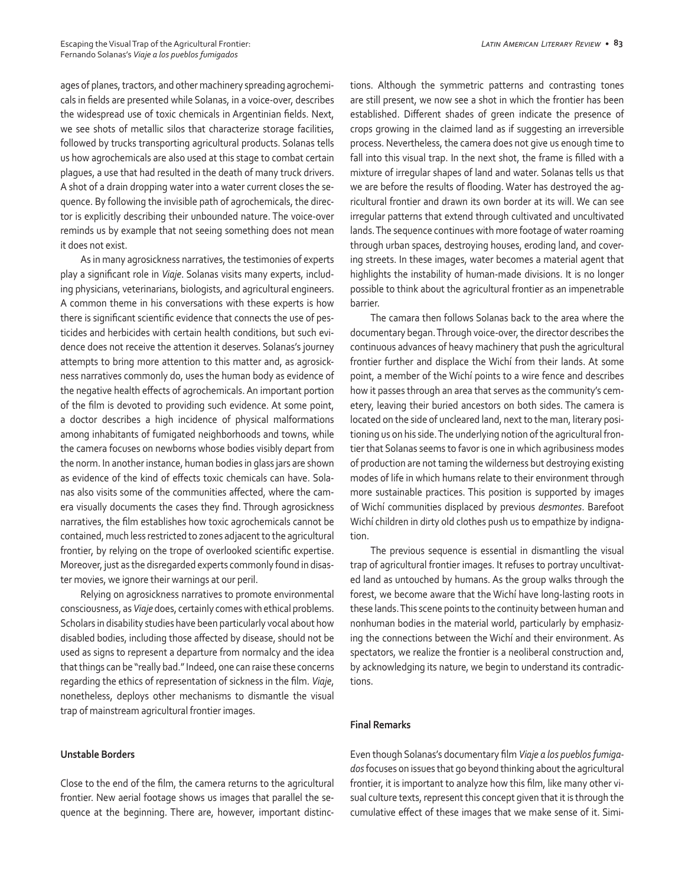ages of planes, tractors, and other machinery spreading agrochemicals in fields are presented while Solanas, in a voice-over, describes the widespread use of toxic chemicals in Argentinian fields. Next, we see shots of metallic silos that characterize storage facilities, followed by trucks transporting agricultural products. Solanas tells us how agrochemicals are also used at this stage to combat certain plagues, a use that had resulted in the death of many truck drivers. A shot of a drain dropping water into a water current closes the sequence. By following the invisible path of agrochemicals, the director is explicitly describing their unbounded nature. The voice-over reminds us by example that not seeing something does not mean it does not exist.

As in many agrosickness narratives, the testimonies of experts play a significant role in *Viaje*. Solanas visits many experts, including physicians, veterinarians, biologists, and agricultural engineers. A common theme in his conversations with these experts is how there is significant scientific evidence that connects the use of pesticides and herbicides with certain health conditions, but such evidence does not receive the attention it deserves. Solanas's journey attempts to bring more attention to this matter and, as agrosickness narratives commonly do, uses the human body as evidence of the negative health effects of agrochemicals. An important portion of the film is devoted to providing such evidence. At some point, a doctor describes a high incidence of physical malformations among inhabitants of fumigated neighborhoods and towns, while the camera focuses on newborns whose bodies visibly depart from the norm. In another instance, human bodies in glass jars are shown as evidence of the kind of effects toxic chemicals can have. Solanas also visits some of the communities affected, where the camera visually documents the cases they find. Through agrosickness narratives, the film establishes how toxic agrochemicals cannot be contained, much less restricted to zones adjacent to the agricultural frontier, by relying on the trope of overlooked scientific expertise. Moreover, just as the disregarded experts commonly found in disaster movies, we ignore their warnings at our peril.

Relying on agrosickness narratives to promote environmental consciousness, as *Viaje* does, certainly comes with ethical problems. Scholars in disability studies have been particularly vocal about how disabled bodies, including those affected by disease, should not be used as signs to represent a departure from normalcy and the idea that things can be "really bad." Indeed, one can raise these concerns regarding the ethics of representation of sickness in the film. *Viaje*, nonetheless, deploys other mechanisms to dismantle the visual trap of mainstream agricultural frontier images.

### Unstable Borders

Close to the end of the film, the camera returns to the agricultural frontier. New aerial footage shows us images that parallel the sequence at the beginning. There are, however, important distinctions. Although the symmetric patterns and contrasting tones are still present, we now see a shot in which the frontier has been established. Different shades of green indicate the presence of crops growing in the claimed land as if suggesting an irreversible process. Nevertheless, the camera does not give us enough time to fall into this visual trap. In the next shot, the frame is filled with a mixture of irregular shapes of land and water. Solanas tells us that we are before the results of flooding. Water has destroyed the agricultural frontier and drawn its own border at its will. We can see irregular patterns that extend through cultivated and uncultivated lands. The sequence continues with more footage of water roaming through urban spaces, destroying houses, eroding land, and covering streets. In these images, water becomes a material agent that highlights the instability of human-made divisions. It is no longer possible to think about the agricultural frontier as an impenetrable barrier.

The camara then follows Solanas back to the area where the documentary began. Through voice-over, the director describes the continuous advances of heavy machinery that push the agricultural frontier further and displace the Wichí from their lands. At some point, a member of the Wichí points to a wire fence and describes how it passes through an area that serves as the community's cemetery, leaving their buried ancestors on both sides. The camera is located on the side of uncleared land, next to the man, literary positioning us on his side. The underlying notion of the agricultural frontier that Solanas seems to favor is one in which agribusiness modes of production are not taming the wilderness but destroying existing modes of life in which humans relate to their environment through more sustainable practices. This position is supported by images of Wichí communities displaced by previous *desmontes*. Barefoot Wichí children in dirty old clothes push us to empathize by indignation.

The previous sequence is essential in dismantling the visual trap of agricultural frontier images. It refuses to portray uncultivated land as untouched by humans. As the group walks through the forest, we become aware that the Wichí have long-lasting roots in these lands. This scene points to the continuity between human and nonhuman bodies in the material world, particularly by emphasizing the connections between the Wichí and their environment. As spectators, we realize the frontier is a neoliberal construction and, by acknowledging its nature, we begin to understand its contradictions.

### Final Remarks

Even though Solanas's documentary film *Viaje a los pueblos fumigados* focuses on issues that go beyond thinking about the agricultural frontier, it is important to analyze how this film, like many other visual culture texts, represent this concept given that it is through the cumulative effect of these images that we make sense of it. Simi-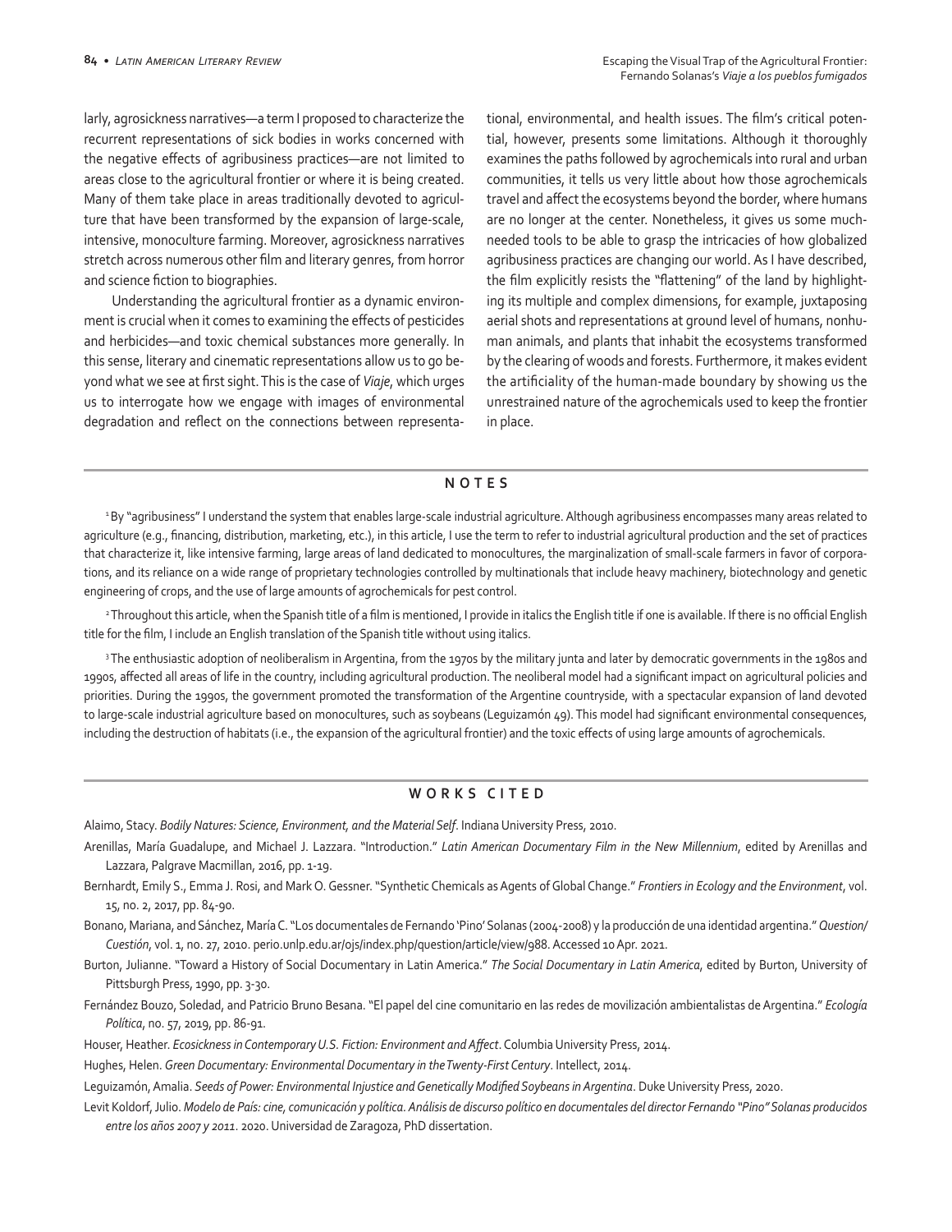larly, agrosickness narratives—a term I proposed to characterize the recurrent representations of sick bodies in works concerned with the negative effects of agribusiness practices—are not limited to areas close to the agricultural frontier or where it is being created. Many of them take place in areas traditionally devoted to agriculture that have been transformed by the expansion of large-scale, intensive, monoculture farming. Moreover, agrosickness narratives stretch across numerous other film and literary genres, from horror and science fiction to biographies.

Understanding the agricultural frontier as a dynamic environment is crucial when it comes to examining the effects of pesticides and herbicides—and toxic chemical substances more generally. In this sense, literary and cinematic representations allow us to go beyond what we see at first sight. This is the case of *Viaje*, which urges us to interrogate how we engage with images of environmental degradation and reflect on the connections between representational, environmental, and health issues. The film's critical potential, however, presents some limitations. Although it thoroughly examines the paths followed by agrochemicals into rural and urban communities, it tells us very little about how those agrochemicals travel and affect the ecosystems beyond the border, where humans are no longer at the center. Nonetheless, it gives us some much-needed tools to be able to grasp the intricacies of how globalized agribusiness practices are changing our world. As I have described, the film explicitly resists the "flattening" of the land by highlighting its multiple and complex dimensions, for example, juxtaposing aerial shots and representations at ground level of humans, nonhuman animals, and plants that inhabit the ecosystems transformed by the clearing of woods and forests. Furthermore, it makes evident the artificiality of the human-made boundary by showing us the unrestrained nature of the agrochemicals used to keep the frontier in place.

## NOTES

[1] By "agribusiness" I understand the system that enables large-scale industrial agriculture. Although agribusiness encompasses many areas related to agriculture (e.g., financing, distribution, marketing, etc.), in this article, I use the term to refer to industrial agricultural production and the set of practices that characterize it, like intensive farming, large areas of land dedicated to monocultures, the marginalization of small-scale farmers in favor of corporations, and its reliance on a wide range of proprietary technologies controlled by multinationals that include heavy machinery, biotechnology and genetic engineering of crops, and the use of large amounts of agrochemicals for pest control.

[2] Throughout this article, when the Spanish title of a film is mentioned, I provide in italics the English title if one is available. If there is no official English title for the film, I include an English translation of the Spanish title without using italics.

[3] The enthusiastic adoption of neoliberalism in Argentina, from the 1970s by the military junta and later by democratic governments in the 1980s and 1990s, affected all areas of life in the country, including agricultural production. The neoliberal model had a significant impact on agricultural policies and priorities. During the 1990s, the government promoted the transformation of the Argentine countryside, with a spectacular expansion of land devoted to large-scale industrial agriculture based on monocultures, such as soybeans (Leguizamón 49). This model had significant environmental consequences, including the destruction of habitats (i.e., the expansion of the agricultural frontier) and the toxic effects of using large amounts of agrochemicals.

## WORKS CITED

Alaimo, Stacy. *Bodily Natures: Science, Environment, and the Material Self*. Indiana University Press, 2010.

Arenillas, María Guadalupe, and Michael J. Lazzara. "Introduction." *Latin American Documentary Film in the New Millennium*, edited by Arenillas and Lazzara, Palgrave Macmillan, 2016, pp. 1-19.

Bernhardt, Emily S., Emma J. Rosi, and Mark O. Gessner. "Synthetic Chemicals as Agents of Global Change." *Frontiers in Ecology and the Environment*, vol. 15, no. 2, 2017, pp. 84-90.

Bonano, Mariana, and Sánchez, María C. "Los documentales de Fernando 'Pino' Solanas (2004-2008) y la producción de una identidad argentina." *Question/Cuestión*, vol. 1, no. 27, 2010. perio.unlp.edu.ar/ojs/index.php/question/article/view/988. Accessed 10 Apr. 2021.

Burton, Julianne. "Toward a History of Social Documentary in Latin America." *The Social Documentary in Latin America*, edited by Burton, University of Pittsburgh Press, 1990, pp. 3-30.

Fernández Bouzo, Soledad, and Patricio Bruno Besana. "El papel del cine comunitario en las redes de movilización ambientalistas de Argentina." *Ecología Política*, no. 57, 2019, pp. 86-91.

Houser, Heather. *Ecosickness in Contemporary U.S. Fiction: Environment and Affect*. Columbia University Press, 2014.

Hughes, Helen. *Green Documentary: Environmental Documentary in the Twenty-First Century*. Intellect, 2014.

Leguizamón, Amalia. *Seeds of Power: Environmental Injustice and Genetically Modified Soybeans in Argentina*. Duke University Press, 2020.

Levit Koldorf, Julio. *Modelo de País: cine, comunicación y política. Análisis de discurso político en documentales del director Fernando "Pino" Solanas producidos entre los años 2007 y 2011*. 2020. Universidad de Zaragoza, PhD dissertation.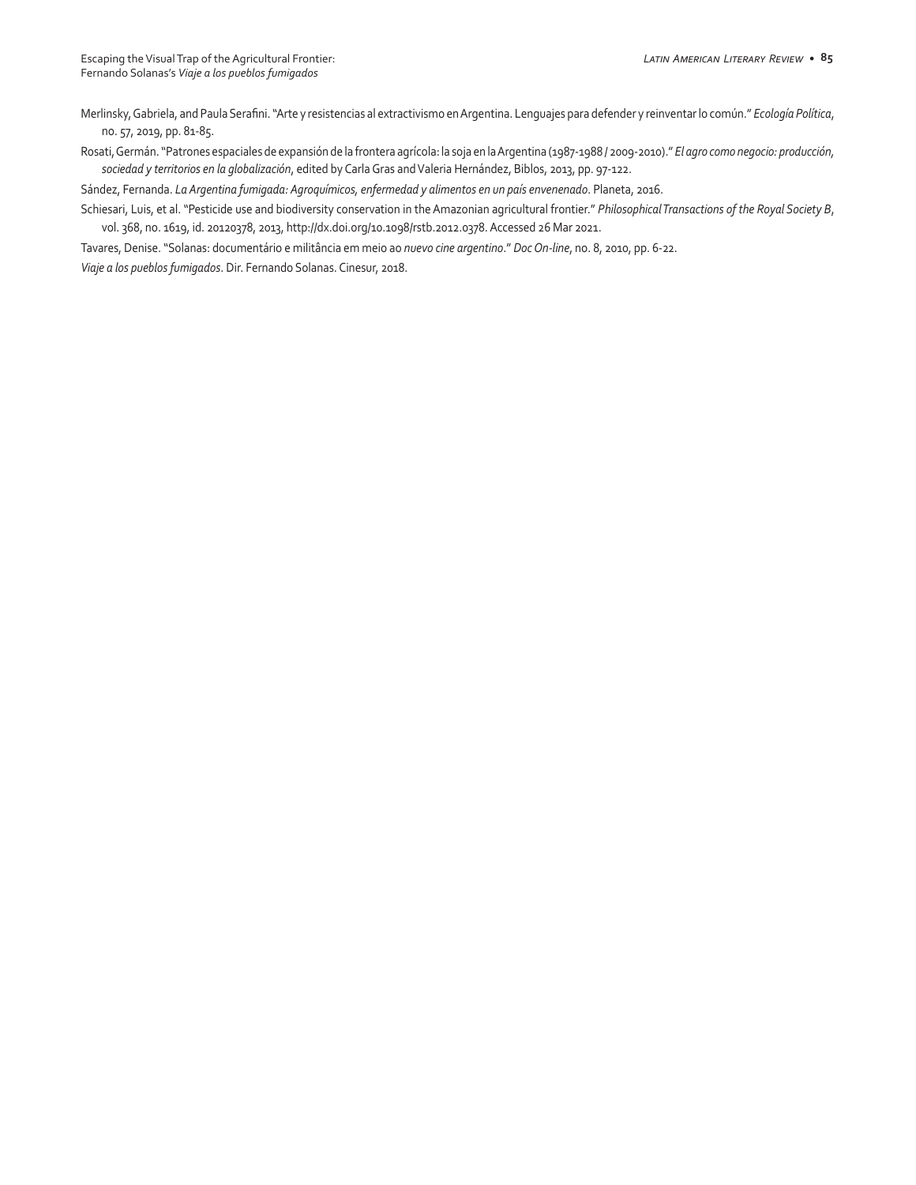Merlinsky, Gabriela, and Paula Serafini. "Arte y resistencias al extractivismo en Argentina. Lenguajes para defender y reinventar lo común." *Ecología Política*, no. 57, 2019, pp. 81-85.

Rosati, Germán. "Patrones espaciales de expansión de la frontera agrícola: la soja en la Argentina (1987-1988 / 2009-2010)." *El agro como negocio: producción, sociedad y territorios en la globalización*, edited by Carla Gras and Valeria Hernández, Biblos, 2013, pp. 97-122.

Sández, Fernanda. *La Argentina fumigada: Agroquímicos, enfermedad y alimentos en un país envenenado*. Planeta, 2016.

Schiesari, Luis, et al. "Pesticide use and biodiversity conservation in the Amazonian agricultural frontier." *Philosophical Transactions of the Royal Society B*, vol. 368, no. 1619, id. 20120378, 2013, http://dx.doi.org/10.1098/rstb.2012.0378. Accessed 26 Mar 2021.

Tavares, Denise. "Solanas: documentário e militância em meio ao *nuevo cine argentino*." *Doc On-line*, no. 8, 2010, pp. 6-22.

*Viaje a los pueblos fumigados*. Dir. Fernando Solanas. Cinesur, 2018.